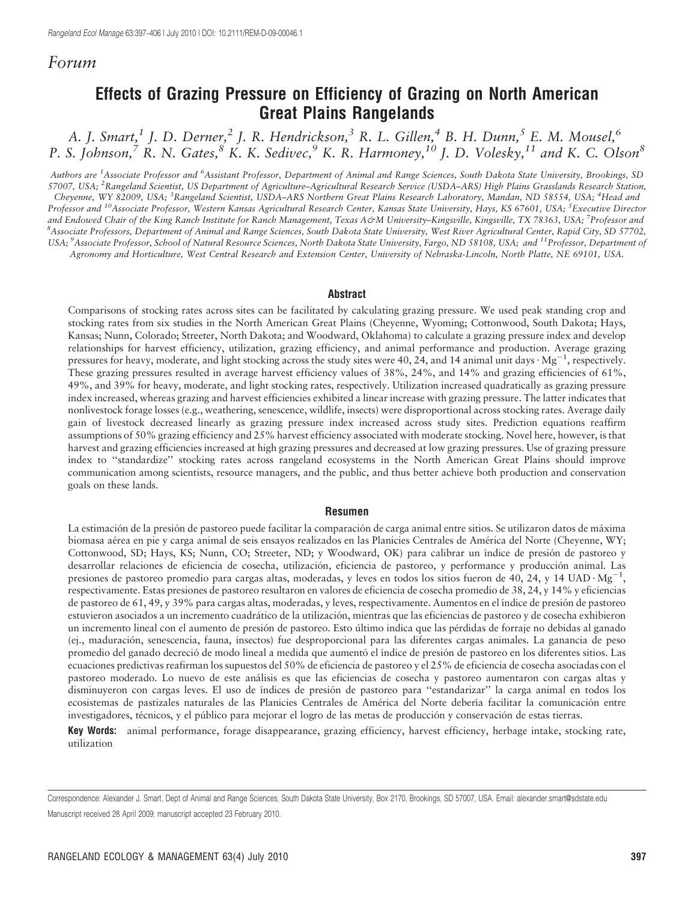*Forum*

# Effects of Grazing Pressure on Efficiency of Grazing on North American Great Plains Rangelands

*A. J. Smart,[1] J. D. Derner,[2] J. R. Hendrickson,[3] R. L. Gillen,[4] B. H. Dunn,[5] E. M. Mousel,[6] P. S. Johnson,[7] R. N. Gates,[8] K. K. Sedivec,[9] K. R. Harmoney,[10] J. D. Volesky,[11] and K. C. Olson[8]*

*Authors are [1]Associate Professor and [6]Assistant Professor, Department of Animal and Range Sciences, South Dakota State University, Brookings, SD 57007, USA; [2]Rangeland Scientist, US Department of Agriculture–Agricultural Research Service (USDA–ARS) High Plains Grasslands Research Station, Cheyenne, WY 82009, USA; [3]Rangeland Scientist, USDA–ARS Northern Great Plains Research Laboratory, Mandan, ND 58554, USA; [4]Head and Professor and [10]Associate Professor, Western Kansas Agricultural Research Center, Kansas State University, Hays, KS 67601, USA; [5]Executive Director and Endowed Chair of the King Ranch Institute for Ranch Management, Texas A&M University–Kingsville, Kingsville, TX 78363, USA; [7]Professor and [8]Associate Professors, Department of Animal and Range Sciences, South Dakota State University, West River Agricultural Center, Rapid City, SD 57702, USA; [9]Associate Professor, School of Natural Resource Sciences, North Dakota State University, Fargo, ND 58108, USA; and [11]Professor, Department of Agronomy and Horticulture, West Central Research and Extension Center, University of Nebraska-Lincoln, North Platte, NE 69101, USA.*

## Abstract

Comparisons of stocking rates across sites can be facilitated by calculating grazing pressure. We used peak standing crop and stocking rates from six studies in the North American Great Plains (Cheyenne, Wyoming; Cottonwood, South Dakota; Hays, Kansas; Nunn, Colorado; Streeter, North Dakota; and Woodward, Oklahoma) to calculate a grazing pressure index and develop relationships for harvest efficiency, utilization, grazing efficiency, and animal performance and production. Average grazing pressures for heavy, moderate, and light stocking across the study sites were 40, 24, and 14 animal unit days $\cdot$ $Mg^{-1}$, respectively. These grazing pressures resulted in average harvest efficiency values of 38%, 24%, and 14% and grazing efficiencies of 61%, 49%, and 39% for heavy, moderate, and light stocking rates, respectively. Utilization increased quadratically as grazing pressure index increased, whereas grazing and harvest efficiencies exhibited a linear increase with grazing pressure. The latter indicates that nonlivestock forage losses (e.g., weathering, senescence, wildlife, insects) were disproportional across stocking rates. Average daily gain of livestock decreased linearly as grazing pressure index increased across study sites. Prediction equations reaffirm assumptions of 50% grazing efficiency and 25% harvest efficiency associated with moderate stocking. Novel here, however, is that harvest and grazing efficiencies increased at high grazing pressures and decreased at low grazing pressures. Use of grazing pressure index to ''standardize'' stocking rates across rangeland ecosystems in the North American Great Plains should improve communication among scientists, resource managers, and the public, and thus better achieve both production and conservation goals on these lands.

## Resumen

La estimación de la presión de pastoreo puede facilitar la comparación de carga animal entre sitios. Se utilizaron datos de máxima biomasa aérea en pie y carga animal de seis ensayos realizados en las Planicies Centrales de América del Norte (Cheyenne, WY; Cottonwood, SD; Hays, KS; Nunn, CO; Streeter, ND; y Woodward, OK) para calibrar un índice de presión de pastoreo y desarrollar relaciones de eficiencia de cosecha, utilización, eficiencia de pastoreo, y performance y producción animal. Las presiones de pastoreo promedio para cargas altas, moderadas, y leves en todos los sitios fueron de 40, 24, y 14 UAD $\cdot$ $Mg^{-1}$, respectivamente. Estas presiones de pastoreo resultaron en valores de eficiencia de cosecha promedio de 38, 24, y 14% y eficiencias de pastoreo de 61, 49, y 39% para cargas altas, moderadas, y leves, respectivamente. Aumentos en el índice de presión de pastoreo estuvieron asociados a un incremento cuadrático de la utilización, mientras que las eficiencias de pastoreo y de cosecha exhibieron un incremento lineal con el aumento de presión de pastoreo. Esto último indica que las pérdidas de forraje no debidas al ganado (ej., maduración, senescencia, fauna, insectos) fue desproporcional para las diferentes cargas animales. La ganancia de peso promedio del ganado decreció de modo lineal a medida que aumentó el índice de presión de pastoreo en los diferentes sitios. Las ecuaciones predictivas reafirman los supuestos del 50% de eficiencia de pastoreo y el 25% de eficiencia de cosecha asociadas con el pastoreo moderado. Lo nuevo de este análisis es que las eficiencias de cosecha y pastoreo aumentaron con cargas altas y disminuyeron con cargas leves. El uso de índices de presión de pastoreo para ''estandarizar'' la carga animal en todos los ecosistemas de pastizales naturales de las Planicies Centrales de América del Norte debería facilitar la comunicación entre investigadores, técnicos, y el público para mejorar el logro de las metas de producción y conservación de estas tierras.

**Key Words:** animal performance, forage disappearance, grazing efficiency, harvest efficiency, herbage intake, stocking rate, utilization

Correspondence: Alexander J. Smart, Dept of Animal and Range Sciences, South Dakota State University, Box 2170, Brookings, SD 57007, USA. Email: alexander.smart@sdstate.edu

Manuscript received 28 April 2009; manuscript accepted 23 February 2010.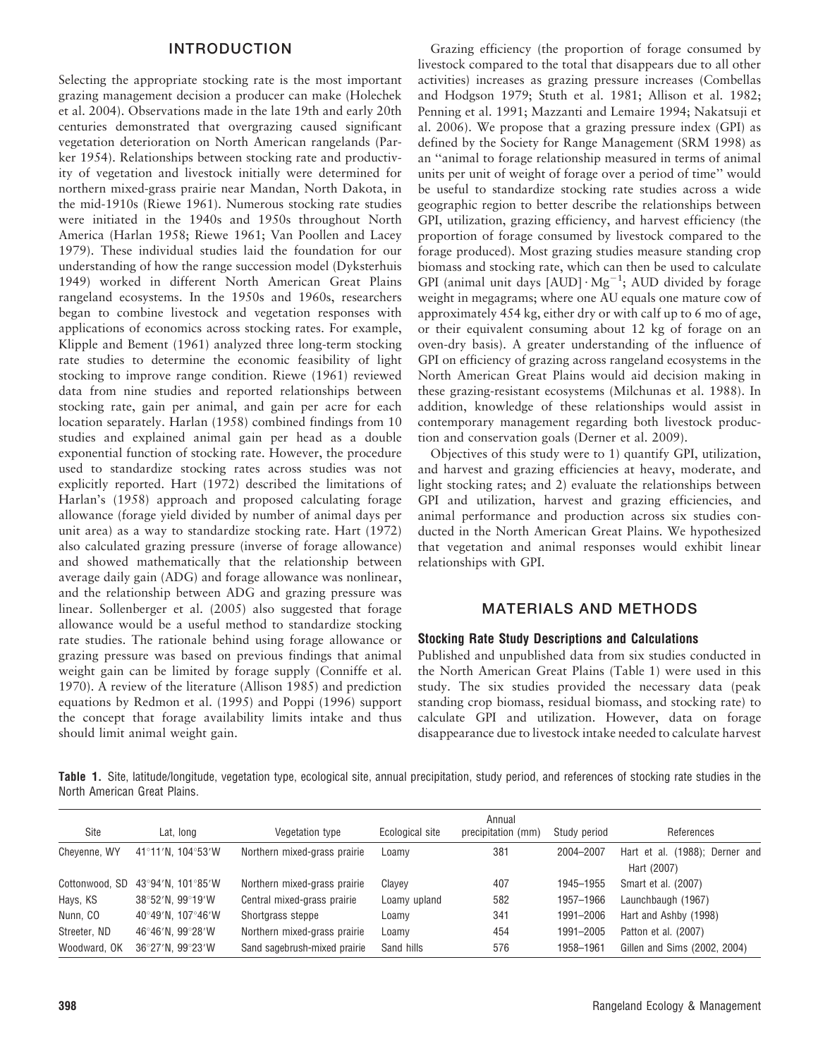## INTRODUCTION

Selecting the appropriate stocking rate is the most important grazing management decision a producer can make (Holechek et al. 2004). Observations made in the late 19th and early 20th centuries demonstrated that overgrazing caused significant vegetation deterioration on North American rangelands (Parker 1954). Relationships between stocking rate and productivity of vegetation and livestock initially were determined for northern mixed-grass prairie near Mandan, North Dakota, in the mid-1910s (Riewe 1961). Numerous stocking rate studies were initiated in the 1940s and 1950s throughout North America (Harlan 1958; Riewe 1961; Van Poollen and Lacey 1979). These individual studies laid the foundation for our understanding of how the range succession model (Dyksterhuis 1949) worked in different North American Great Plains rangeland ecosystems. In the 1950s and 1960s, researchers began to combine livestock and vegetation responses with applications of economics across stocking rates. For example, Klipple and Bement (1961) analyzed three long-term stocking rate studies to determine the economic feasibility of light stocking to improve range condition. Riewe (1961) reviewed data from nine studies and reported relationships between stocking rate, gain per animal, and gain per acre for each location separately. Harlan (1958) combined findings from 10 studies and explained animal gain per head as a double exponential function of stocking rate. However, the procedure used to standardize stocking rates across studies was not explicitly reported. Hart (1972) described the limitations of Harlan's (1958) approach and proposed calculating forage allowance (forage yield divided by number of animal days per unit area) as a way to standardize stocking rate. Hart (1972) also calculated grazing pressure (inverse of forage allowance) and showed mathematically that the relationship between average daily gain (ADG) and forage allowance was nonlinear, and the relationship between ADG and grazing pressure was linear. Sollenberger et al. (2005) also suggested that forage allowance would be a useful method to standardize stocking rate studies. The rationale behind using forage allowance or grazing pressure was based on previous findings that animal weight gain can be limited by forage supply (Conniffe et al. 1970). A review of the literature (Allison 1985) and prediction equations by Redmon et al. (1995) and Poppi (1996) support the concept that forage availability limits intake and thus should limit animal weight gain.

Grazing efficiency (the proportion of forage consumed by livestock compared to the total that disappears due to all other activities) increases as grazing pressure increases (Combellas and Hodgson 1979; Stuth et al. 1981; Allison et al. 1982; Penning et al. 1991; Mazzanti and Lemaire 1994; Nakatsuji et al. 2006). We propose that a grazing pressure index (GPI) as defined by the Society for Range Management (SRM 1998) as an "animal to forage relationship measured in terms of animal units per unit of weight of forage over a period of time" would be useful to standardize stocking rate studies across a wide geographic region to better describe the relationships between GPI, utilization, grazing efficiency, and harvest efficiency (the proportion of forage consumed by livestock compared to the forage produced). Most grazing studies measure standing crop biomass and stocking rate, which can then be used to calculate GPI (animal unit days $[\mathrm{AUD}] \cdot \mathrm{Mg}^{-1}$; AUD divided by forage weight in megagrams; where one AU equals one mature cow of approximately 454 kg, either dry or with calf up to 6 mo of age, or their equivalent consuming about 12 kg of forage on an oven-dry basis). A greater understanding of the influence of GPI on efficiency of grazing across rangeland ecosystems in the North American Great Plains would aid decision making in these grazing-resistant ecosystems (Milchunas et al. 1988). In addition, knowledge of these relationships would assist in contemporary management regarding both livestock production and conservation goals (Derner et al. 2009).

Objectives of this study were to 1) quantify GPI, utilization, and harvest and grazing efficiencies at heavy, moderate, and light stocking rates; and 2) evaluate the relationships between GPI and utilization, harvest and grazing efficiencies, and animal performance and production across six studies conducted in the North American Great Plains. We hypothesized that vegetation and animal responses would exhibit linear relationships with GPI.

## MATERIALS AND METHODS

### Stocking Rate Study Descriptions and Calculations

Published and unpublished data from six studies conducted in the North American Great Plains (Table 1) were used in this study. The six studies provided the necessary data (peak standing crop biomass, residual biomass, and stocking rate) to calculate GPI and utilization. However, data on forage disappearance due to livestock intake needed to calculate harvest

**Table 1.** Site, latitude/longitude, vegetation type, ecological site, annual precipitation, study period, and references of stocking rate studies in the North American Great Plains.

| Site | Lat, long | Vegetation type | Ecological site | Annual precipitation (mm) | Study period | References |
|---|---|---|---|---|---|---|
| Cheyenne, WY | 41°11′N, 104°53′W | Northern mixed-grass prairie | Loamy | 381 | 2004–2007 | Hart et al. (1988); Derner and Hart (2007) |
| Cottonwood, SD | 43°94′N, 101°85′W | Northern mixed-grass prairie | Clayey | 407 | 1945–1955 | Smart et al. (2007) |
| Hays, KS | 38°52′N, 99°19′W | Central mixed-grass prairie | Loamy upland | 582 | 1957–1966 | Launchbaugh (1967) |
| Nunn, CO | 40°49′N, 107°46′W | Shortgrass steppe | Loamy | 341 | 1991–2006 | Hart and Ashby (1998) |
| Streeter, ND | 46°46′N, 99°28′W | Northern mixed-grass prairie | Loamy | 454 | 1991–2005 | Patton et al. (2007) |
| Woodward, OK | 36°27′N, 99°23′W | Sand sagebrush-mixed prairie | Sand hills | 576 | 1958–1961 | Gillen and Sims (2002, 2004) |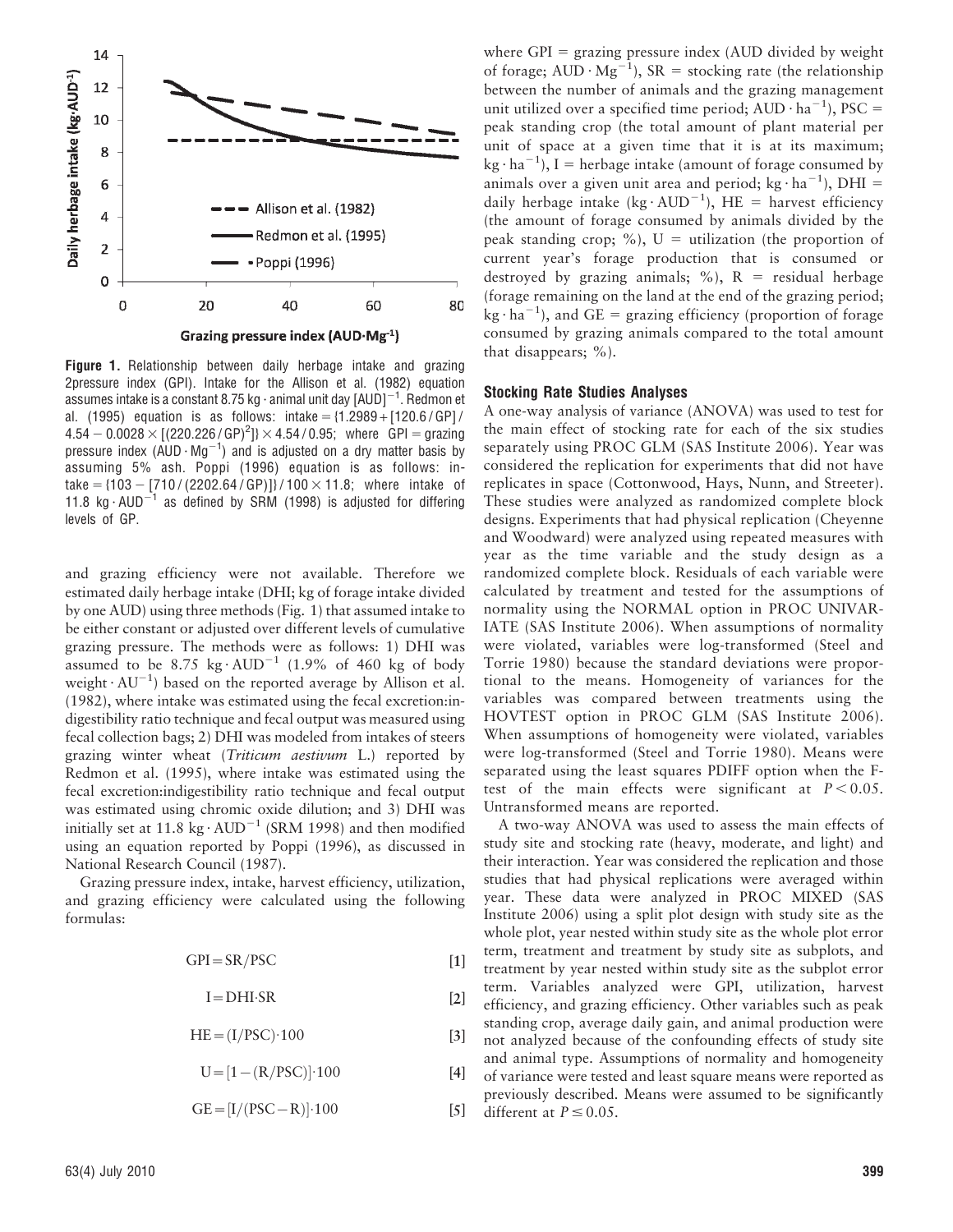**Figure 1.** Relationship between daily herbage intake and grazing 2pressure index (GPI). Intake for the Allison et al. (1982) equation assumes intake is a constant 8.75 kg · animal unit day [AUD]$^{-1}$. Redmon et al. (1995) equation is as follows: intake = {1.2989 + [120.6 / GP] / 4.54 − 0.0028 × [(220.226 / GP)$^2$]} × 4.54 / 0.95; where GPI = grazing pressure index (AUD · Mg$^{-1}$) and is adjusted on a dry matter basis by assuming 5% ash. Poppi (1996) equation is as follows: intake = {103 − [710 / (2202.64 / GP)]} / 100 × 11.8; where intake of 11.8 kg · AUD$^{-1}$ as defined by SRM (1998) is adjusted for differing levels of GP.

and grazing efficiency were not available. Therefore we estimated daily herbage intake (DHI; kg of forage intake divided by one AUD) using three methods (Fig. 1) that assumed intake to be either constant or adjusted over different levels of cumulative grazing pressure. The methods were as follows: 1) DHI was assumed to be 8.75 kg · AUD$^{-1}$ (1.9% of 460 kg of body weight · AU$^{-1}$) based on the reported average by Allison et al. (1982), where intake was estimated using the fecal excretion:indigestibility ratio technique and fecal output was measured using fecal collection bags; 2) DHI was modeled from intakes of steers grazing winter wheat (*Triticum aestivum* L.) reported by Redmon et al. (1995), where intake was estimated using the fecal excretion:indigestibility ratio technique and fecal output was estimated using chromic oxide dilution; and 3) DHI was initially set at 11.8 kg · AUD$^{-1}$ (SRM 1998) and then modified using an equation reported by Poppi (1996), as discussed in National Research Council (1987).

Grazing pressure index, intake, harvest efficiency, utilization, and grazing efficiency were calculated using the following formulas:

$$\mathrm{GPI} = \mathrm{SR}/\mathrm{PSC} \quad [1]$$

$$\mathrm{I} = \mathrm{DHI} \cdot \mathrm{SR} \quad [2]$$

$$\mathrm{HE} = (\mathrm{I}/\mathrm{PSC}) \cdot 100 \quad [3]$$

$$\mathrm{U} = [1 - (\mathrm{R}/\mathrm{PSC})] \cdot 100 \quad [4]$$

$$\mathrm{GE} = [\mathrm{I}/(\mathrm{PSC} - \mathrm{R})] \cdot 100 \quad [5]$$

where GPI = grazing pressure index (AUD divided by weight of forage; AUD · Mg$^{-1}$), SR = stocking rate (the relationship between the number of animals and the grazing management unit utilized over a specified time period; AUD · ha$^{-1}$), PSC = peak standing crop (the total amount of plant material per unit of space at a given time that it is at its maximum; kg · ha$^{-1}$), I = herbage intake (amount of forage consumed by animals over a given unit area and period; kg · ha$^{-1}$), DHI = daily herbage intake (kg · AUD$^{-1}$), HE = harvest efficiency (the amount of forage consumed by animals divided by the peak standing crop; %), U = utilization (the proportion of current year's forage production that is consumed or destroyed by grazing animals; %), R = residual herbage (forage remaining on the land at the end of the grazing period; kg · ha$^{-1}$), and GE = grazing efficiency (proportion of forage consumed by grazing animals compared to the total amount that disappears; %).

### Stocking Rate Studies Analyses

A one-way analysis of variance (ANOVA) was used to test for the main effect of stocking rate for each of the six studies separately using PROC GLM (SAS Institute 2006). Year was considered the replication for experiments that did not have replicates in space (Cottonwood, Hays, Nunn, and Streeter). These studies were analyzed as randomized complete block designs. Experiments that had physical replication (Cheyenne and Woodward) were analyzed using repeated measures with year as the time variable and the study design as a randomized complete block. Residuals of each variable were calculated by treatment and tested for the assumptions of normality using the NORMAL option in PROC UNIVARIATE (SAS Institute 2006). When assumptions of normality were violated, variables were log-transformed (Steel and Torrie 1980) because the standard deviations were proportional to the means. Homogeneity of variances for the variables was compared between treatments using the HOVTEST option in PROC GLM (SAS Institute 2006). When assumptions of homogeneity were violated, variables were log-transformed (Steel and Torrie 1980). Means were separated using the least squares PDIFF option when the F-test of the main effects were significant at $P < 0.05$. Untransformed means are reported.

A two-way ANOVA was used to assess the main effects of study site and stocking rate (heavy, moderate, and light) and their interaction. Year was considered the replication and those studies that had physical replications were averaged within year. These data were analyzed in PROC MIXED (SAS Institute 2006) using a split plot design with study site as the whole plot, year nested within study site as the whole plot error term, treatment and treatment by study site as subplots, and treatment by year nested within study site as the subplot error term. Variables analyzed were GPI, utilization, harvest efficiency, and grazing efficiency. Other variables such as peak standing crop, average daily gain, and animal production were not analyzed because of the confounding effects of study site and animal type. Assumptions of normality and homogeneity of variance were tested and least square means were reported as previously described. Means were assumed to be significantly different at $P \leq 0.05$.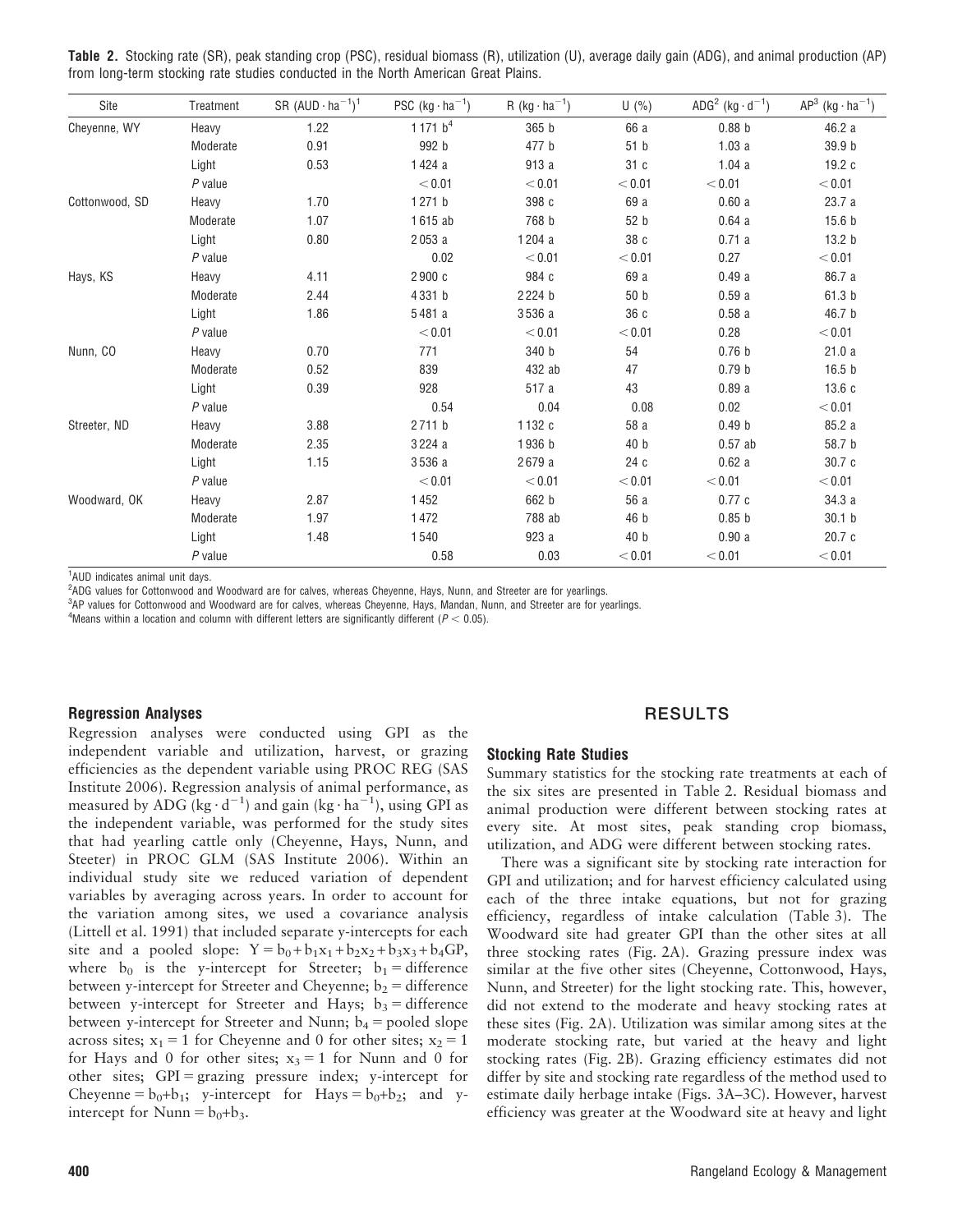**Table 2.** Stocking rate (SR), peak standing crop (PSC), residual biomass (R), utilization (U), average daily gain (ADG), and animal production (AP) from long-term stocking rate studies conducted in the North American Great Plains.

| Site | Treatment | SR ($AUD \cdot ha^{-1}$)[1] | PSC ($kg \cdot ha^{-1}$) | R ($kg \cdot ha^{-1}$) | U (%) | ADG[2] ($kg \cdot d^{-1}$) | AP[3] ($kg \cdot ha^{-1}$) |
|---|---|---|---|---|---|---|---|
| Cheyenne, WY | Heavy | 1.22 | 1 171 b[4] | 365 b | 66 a | 0.88 b | 46.2 a |
| | Moderate | 0.91 | 992 b | 477 b | 51 b | 1.03 a | 39.9 b |
| | Light | 0.53 | 1 424 a | 913 a | 31 c | 1.04 a | 19.2 c |
| | $P$ value | | < 0.01 | < 0.01 | < 0.01 | < 0.01 | < 0.01 |
| Cottonwood, SD | Heavy | 1.70 | 1 271 b | 398 c | 69 a | 0.60 a | 23.7 a |
| | Moderate | 1.07 | 1 615 ab | 768 b | 52 b | 0.64 a | 15.6 b |
| | Light | 0.80 | 2 053 a | 1 204 a | 38 c | 0.71 a | 13.2 b |
| | $P$ value | | 0.02 | < 0.01 | < 0.01 | 0.27 | < 0.01 |
| Hays, KS | Heavy | 4.11 | 2 900 c | 984 c | 69 a | 0.49 a | 86.7 a |
| | Moderate | 2.44 | 4 331 b | 2 224 b | 50 b | 0.59 a | 61.3 b |
| | Light | 1.86 | 5 481 a | 3 536 a | 36 c | 0.58 a | 46.7 b |
| | $P$ value | | < 0.01 | < 0.01 | < 0.01 | 0.28 | < 0.01 |
| Nunn, CO | Heavy | 0.70 | 771 | 340 b | 54 | 0.76 b | 21.0 a |
| | Moderate | 0.52 | 839 | 432 ab | 47 | 0.79 b | 16.5 b |
| | Light | 0.39 | 928 | 517 a | 43 | 0.89 a | 13.6 c |
| | $P$ value | | 0.54 | 0.04 | 0.08 | 0.02 | < 0.01 |
| Streeter, ND | Heavy | 3.88 | 2 711 b | 1 132 c | 58 a | 0.49 b | 85.2 a |
| | Moderate | 2.35 | 3 224 a | 1 936 b | 40 b | 0.57 ab | 58.7 b |
| | Light | 1.15 | 3 536 a | 2 679 a | 24 c | 0.62 a | 30.7 c |
| | $P$ value | | < 0.01 | < 0.01 | < 0.01 | < 0.01 | < 0.01 |
| Woodward, OK | Heavy | 2.87 | 1 452 | 662 b | 56 a | 0.77 c | 34.3 a |
| | Moderate | 1.97 | 1 472 | 788 ab | 46 b | 0.85 b | 30.1 b |
| | Light | 1.48 | 1 540 | 923 a | 40 b | 0.90 a | 20.7 c |
| | $P$ value | | 0.58 | 0.03 | < 0.01 | < 0.01 | < 0.01 |

[1]AUD indicates animal unit days.
[2]ADG values for Cottonwood and Woodward are for calves, whereas Cheyenne, Hays, Nunn, and Streeter are for yearlings.
[3]AP values for Cottonwood and Woodward are for calves, whereas Cheyenne, Hays, Mandan, Nunn, and Streeter are for yearlings.
[4]Means within a location and column with different letters are significantly different ($P < 0.05$).

### Regression Analyses

Regression analyses were conducted using GPI as the independent variable and utilization, harvest, or grazing efficiencies as the dependent variable using PROC REG (SAS Institute 2006). Regression analysis of animal performance, as measured by ADG ($kg \cdot d^{-1}$) and gain ($kg \cdot ha^{-1}$), using GPI as the independent variable, was performed for the study sites that had yearling cattle only (Cheyenne, Hays, Nunn, and Steeter) in PROC GLM (SAS Institute 2006). Within an individual study site we reduced variation of dependent variables by averaging across years. In order to account for the variation among sites, we used a covariance analysis (Littell et al. 1991) that included separate y-intercepts for each site and a pooled slope: $Y = b_0 + b_1x_1 + b_2x_2 + b_3x_3 + b_4GP$, where $b_0$ is the y-intercept for Streeter; $b_1$ = difference between y-intercept for Streeter and Cheyenne; $b_2$ = difference between y-intercept for Streeter and Hays; $b_3$ = difference between y-intercept for Streeter and Nunn; $b_4$ = pooled slope across sites; $x_1 = 1$ for Cheyenne and 0 for other sites; $x_2 = 1$ for Hays and 0 for other sites; $x_3 = 1$ for Nunn and 0 for other sites; GPI = grazing pressure index; y-intercept for Cheyenne = $b_0$+$b_1$; y-intercept for Hays = $b_0$+$b_2$; and y-intercept for Nunn = $b_0$+$b_3$.

## RESULTS

### Stocking Rate Studies

Summary statistics for the stocking rate treatments at each of the six sites are presented in Table 2. Residual biomass and animal production were different between stocking rates at every site. At most sites, peak standing crop biomass, utilization, and ADG were different between stocking rates.

There was a significant site by stocking rate interaction for GPI and utilization; and for harvest efficiency calculated using each of the three intake equations, but not for grazing efficiency, regardless of intake calculation (Table 3). The Woodward site had greater GPI than the other sites at all three stocking rates (Fig. 2A). Grazing pressure index was similar at the five other sites (Cheyenne, Cottonwood, Hays, Nunn, and Streeter) for the light stocking rate. This, however, did not extend to the moderate and heavy stocking rates at these sites (Fig. 2A). Utilization was similar among sites at the moderate stocking rate, but varied at the heavy and light stocking rates (Fig. 2B). Grazing efficiency estimates did not differ by site and stocking rate regardless of the method used to estimate daily herbage intake (Figs. 3A–3C). However, harvest efficiency was greater at the Woodward site at heavy and light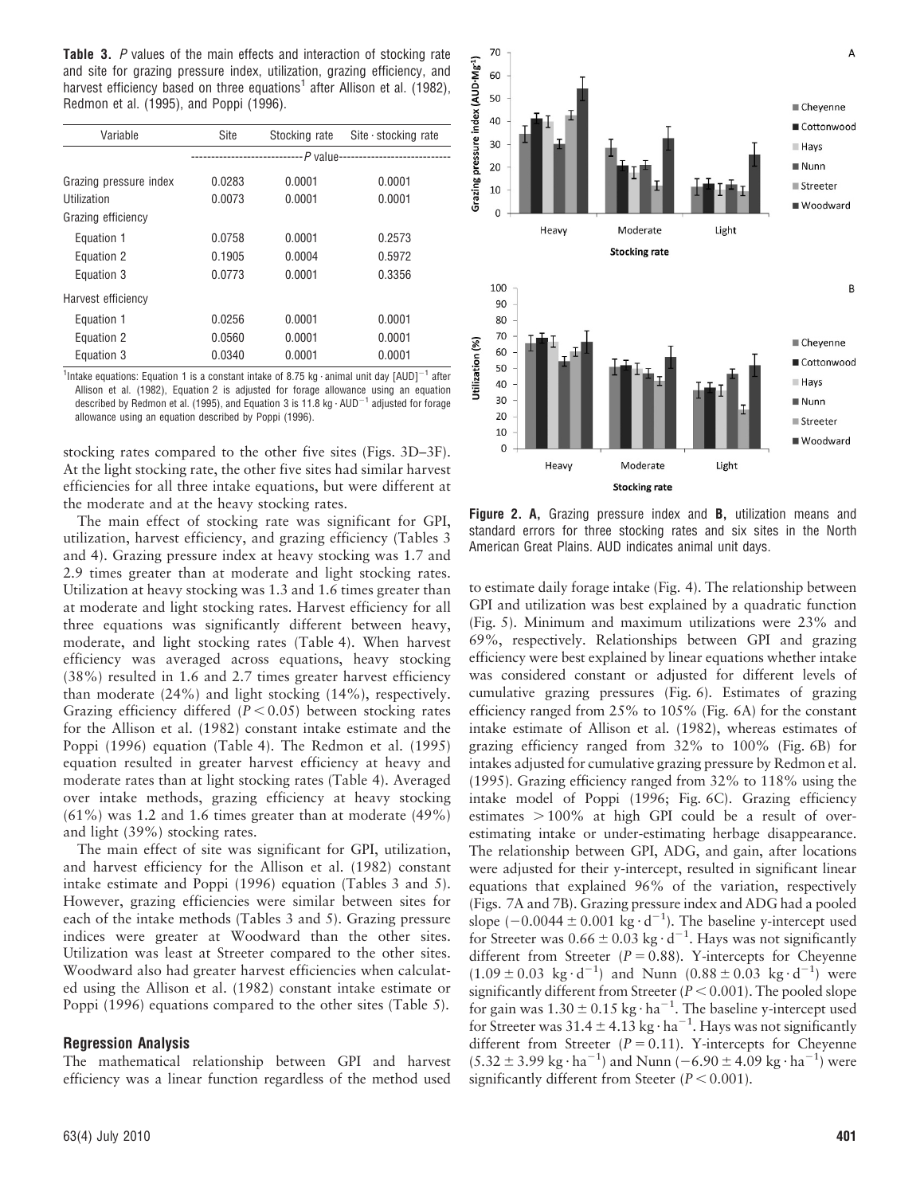**Table 3.** *P* values of the main effects and interaction of stocking rate and site for grazing pressure index, utilization, grazing efficiency, and harvest efficiency based on three equations[1] after Allison et al. (1982), Redmon et al. (1995), and Poppi (1996).

| Variable | Site | Stocking rate | Site · stocking rate |
|---|---|---|---|
| | ---------- *P* value ---------- | | |
| Grazing pressure index | 0.0283 | 0.0001 | 0.0001 |
| Utilization | 0.0073 | 0.0001 | 0.0001 |
| Grazing efficiency | | | |
| Equation 1 | 0.0758 | 0.0001 | 0.2573 |
| Equation 2 | 0.1905 | 0.0004 | 0.5972 |
| Equation 3 | 0.0773 | 0.0001 | 0.3356 |
| Harvest efficiency | | | |
| Equation 1 | 0.0256 | 0.0001 | 0.0001 |
| Equation 2 | 0.0560 | 0.0001 | 0.0001 |
| Equation 3 | 0.0340 | 0.0001 | 0.0001 |

[1]Intake equations: Equation 1 is a constant intake of 8.75 kg · animal unit day $[AUD]^{-1}$ after Allison et al. (1982), Equation 2 is adjusted for forage allowance using an equation described by Redmon et al. (1995), and Equation 3 is 11.8 kg · $AUD^{-1}$ adjusted for forage allowance using an equation described by Poppi (1996).

stocking rates compared to the other five sites (Figs. 3D–3F). At the light stocking rate, the other five sites had similar harvest efficiencies for all three intake equations, but were different at the moderate and at the heavy stocking rates.

The main effect of stocking rate was significant for GPI, utilization, harvest efficiency, and grazing efficiency (Tables 3 and 4). Grazing pressure index at heavy stocking was 1.7 and 2.9 times greater than at moderate and light stocking rates. Utilization at heavy stocking was 1.3 and 1.6 times greater than at moderate and light stocking rates. Harvest efficiency for all three equations was significantly different between heavy, moderate, and light stocking rates (Table 4). When harvest efficiency was averaged across equations, heavy stocking (38%) resulted in 1.6 and 2.7 times greater harvest efficiency than moderate (24%) and light stocking (14%), respectively. Grazing efficiency differed ($P < 0.05$) between stocking rates for the Allison et al. (1982) constant intake estimate and the Poppi (1996) equation (Table 4). The Redmon et al. (1995) equation resulted in greater harvest efficiency at heavy and moderate rates than at light stocking rates (Table 4). Averaged over intake methods, grazing efficiency at heavy stocking (61%) was 1.2 and 1.6 times greater than at moderate (49%) and light (39%) stocking rates.

The main effect of site was significant for GPI, utilization, and harvest efficiency for the Allison et al. (1982) constant intake estimate and Poppi (1996) equation (Tables 3 and 5). However, grazing efficiencies were similar between sites for each of the intake methods (Tables 3 and 5). Grazing pressure indices were greater at Woodward than the other sites. Utilization was least at Streeter compared to the other sites. Woodward also had greater harvest efficiencies when calculated using the Allison et al. (1982) constant intake estimate or Poppi (1996) equations compared to the other sites (Table 5).

## Regression Analysis

The mathematical relationship between GPI and harvest efficiency was a linear function regardless of the method used to estimate daily forage intake (Fig. 4). The relationship between GPI and utilization was best explained by a quadratic function (Fig. 5). Minimum and maximum utilizations were 23% and 69%, respectively. Relationships between GPI and grazing efficiency were best explained by linear equations whether intake was considered constant or adjusted for different levels of cumulative grazing pressures (Fig. 6). Estimates of grazing efficiency ranged from 25% to 105% (Fig. 6A) for the constant intake estimate of Allison et al. (1982), whereas estimates of grazing efficiency ranged from 32% to 100% (Fig. 6B) for intakes adjusted for cumulative grazing pressure by Redmon et al. (1995). Grazing efficiency ranged from 32% to 118% using the intake model of Poppi (1996; Fig. 6C). Grazing efficiency estimates $> 100\%$ at high GPI could be a result of overestimating intake or under-estimating herbage disappearance. The relationship between GPI, ADG, and gain, after locations were adjusted for their y-intercept, resulted in significant linear equations that explained 96% of the variation, respectively (Figs. 7A and 7B). Grazing pressure index and ADG had a pooled slope ($-0.0044 \pm 0.001$ kg · $d^{-1}$). The baseline y-intercept used for Streeter was $0.66 \pm 0.03$ kg · $d^{-1}$. Hays was not significantly different from Streeter ($P = 0.88$). Y-intercepts for Cheyenne ($1.09 \pm 0.03$ kg · $d^{-1}$) and Nunn ($0.88 \pm 0.03$ kg · $d^{-1}$) were significantly different from Streeter ($P < 0.001$). The pooled slope for gain was $1.30 \pm 0.15$ kg · $ha^{-1}$. The baseline y-intercept used for Streeter was $31.4 \pm 4.13$ kg · $ha^{-1}$. Hays was not significantly different from Streeter ($P = 0.11$). Y-intercepts for Cheyenne ($5.32 \pm 3.99$ kg · $ha^{-1}$) and Nunn ($-6.90 \pm 4.09$ kg · $ha^{-1}$) were significantly different from Steeter ($P < 0.001$).

**Figure 2. A,** Grazing pressure index and **B,** utilization means and standard errors for three stocking rates and six sites in the North American Great Plains. AUD indicates animal unit days.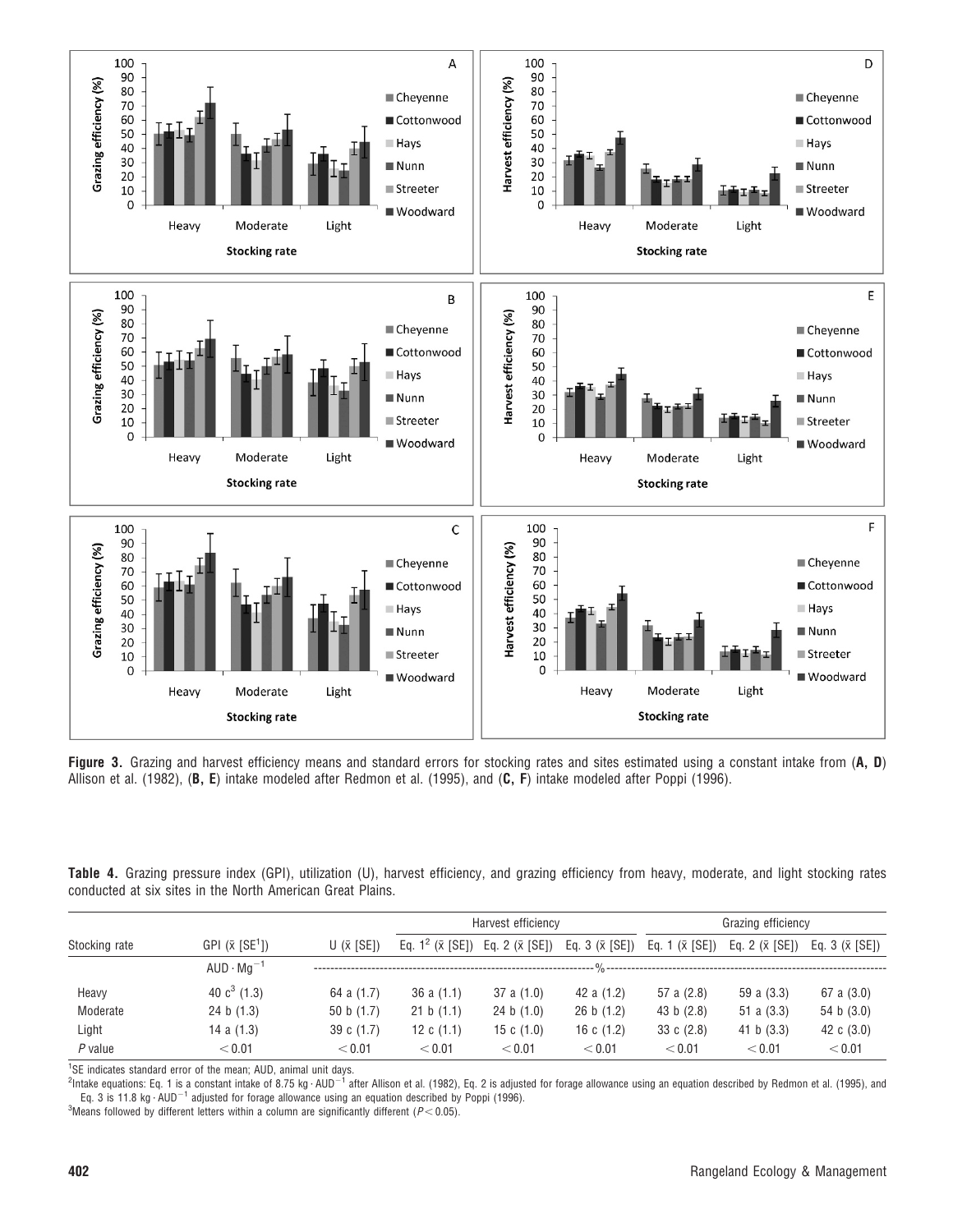**Figure 3.** Grazing and harvest efficiency means and standard errors for stocking rates and sites estimated using a constant intake from (**A, D**) Allison et al. (1982), (**B, E**) intake modeled after Redmon et al. (1995), and (**C, F**) intake modeled after Poppi (1996).

**Table 4.** Grazing pressure index (GPI), utilization (U), harvest efficiency, and grazing efficiency from heavy, moderate, and light stocking rates conducted at six sites in the North American Great Plains.

| | | | Harvest efficiency | | | Grazing efficiency | | |
|---|---|---|---|---|---|---|---|---|
| Stocking rate | GPI ($\bar{x}$ [SE[1]]) | U ($\bar{x}$ [SE]) | Eq. 1[2] ($\bar{x}$ [SE]) | Eq. 2 ($\bar{x}$ [SE]) | Eq. 3 ($\bar{x}$ [SE]) | Eq. 1 ($\bar{x}$ [SE]) | Eq. 2 ($\bar{x}$ [SE]) | Eq. 3 ($\bar{x}$ [SE]) |
| | $AUD \cdot Mg^{-1}$ | % | | | | | | |
| Heavy | 40 c[3] (1.3) | 64 a (1.7) | 36 a (1.1) | 37 a (1.0) | 42 a (1.2) | 57 a (2.8) | 59 a (3.3) | 67 a (3.0) |
| Moderate | 24 b (1.3) | 50 b (1.7) | 21 b (1.1) | 24 b (1.0) | 26 b (1.2) | 43 b (2.8) | 51 a (3.3) | 54 b (3.0) |
| Light | 14 a (1.3) | 39 c (1.7) | 12 c (1.1) | 15 c (1.0) | 16 c (1.2) | 33 c (2.8) | 41 b (3.3) | 42 c (3.0) |
| *P* value | < 0.01 | < 0.01 | < 0.01 | < 0.01 | < 0.01 | < 0.01 | < 0.01 | < 0.01 |

[1]SE indicates standard error of the mean; AUD, animal unit days.

[2]Intake equations: Eq. 1 is a constant intake of $8.75 \ kg \cdot AUD^{-1}$ after Allison et al. (1982), Eq. 2 is adjusted for forage allowance using an equation described by Redmon et al. (1995), and Eq. 3 is $11.8 \ kg \cdot AUD^{-1}$ adjusted for forage allowance using an equation described by Poppi (1996).

[3]Means followed by different letters within a column are significantly different ($P < 0.05$).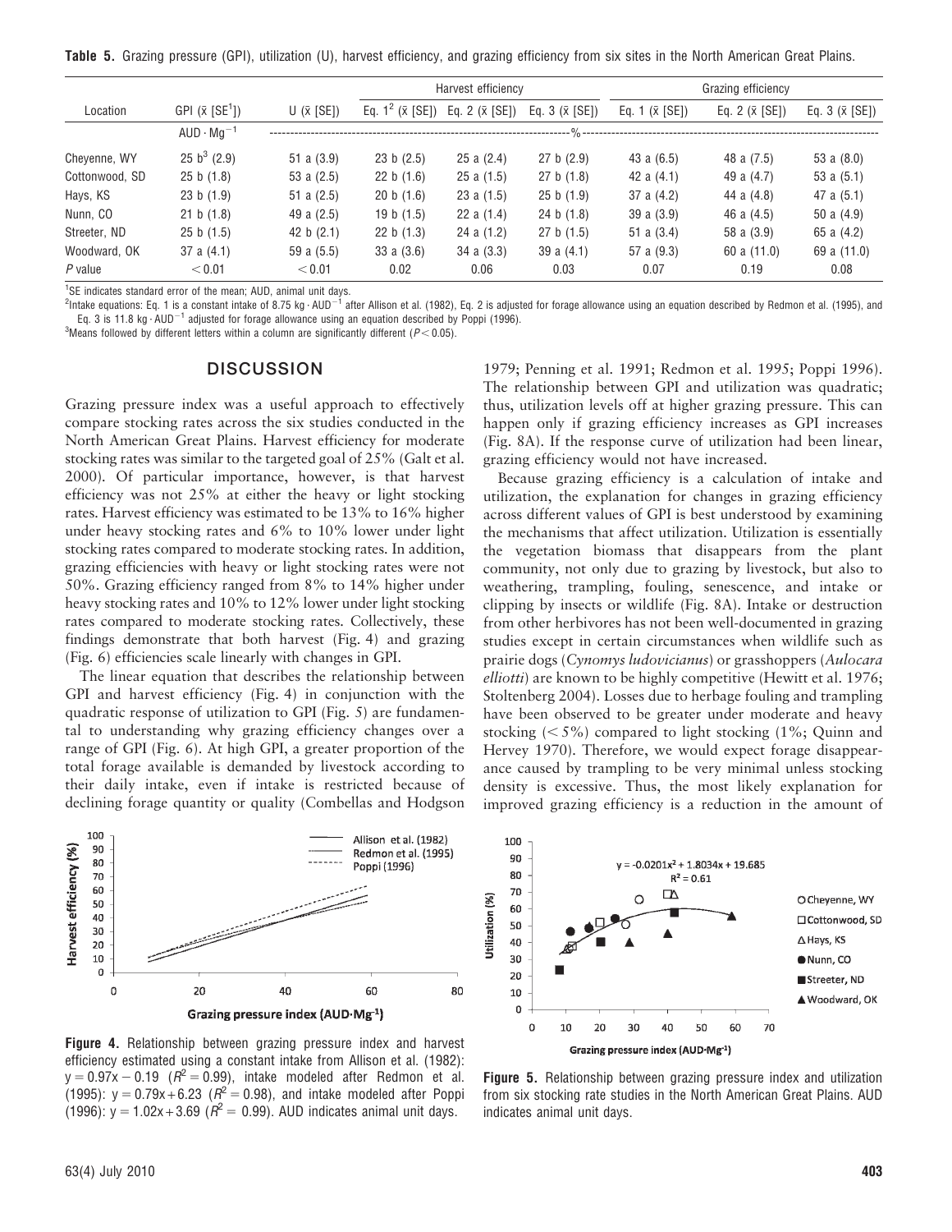**Table 5.** Grazing pressure (GPI), utilization (U), harvest efficiency, and grazing efficiency from six sites in the North American Great Plains.

| Location | GPI ($\bar{x}$ [SE[1]]) | U ($\bar{x}$ [SE]) | Harvest efficiency Eq. 1[2] ($\bar{x}$ [SE]) | Harvest efficiency Eq. 2 ($\bar{x}$ [SE]) | Harvest efficiency Eq. 3 ($\bar{x}$ [SE]) | Grazing efficiency Eq. 1 ($\bar{x}$ [SE]) | Grazing efficiency Eq. 2 ($\bar{x}$ [SE]) | Grazing efficiency Eq. 3 ($\bar{x}$ [SE]) |
|---|---|---|---|---|---|---|---|---|
| | $AUD \cdot Mg^{-1}$ | % | | | | | | |
| Cheyenne, WY | 25 b[3] (2.9) | 51 a (3.9) | 23 b (2.5) | 25 a (2.4) | 27 b (2.9) | 43 a (6.5) | 48 a (7.5) | 53 a (8.0) |
| Cottonwood, SD | 25 b (1.8) | 53 a (2.5) | 22 b (1.6) | 25 a (1.5) | 27 b (1.8) | 42 a (4.1) | 49 a (4.7) | 53 a (5.1) |
| Hays, KS | 23 b (1.9) | 51 a (2.5) | 20 b (1.6) | 23 a (1.5) | 25 b (1.9) | 37 a (4.2) | 44 a (4.8) | 47 a (5.1) |
| Nunn, CO | 21 b (1.8) | 49 a (2.5) | 19 b (1.5) | 22 a (1.4) | 24 b (1.8) | 39 a (3.9) | 46 a (4.5) | 50 a (4.9) |
| Streeter, ND | 25 b (1.5) | 42 b (2.1) | 22 b (1.3) | 24 a (1.2) | 27 b (1.5) | 51 a (3.4) | 58 a (3.9) | 65 a (4.2) |
| Woodward, OK | 37 a (4.1) | 59 a (5.5) | 33 a (3.6) | 34 a (3.3) | 39 a (4.1) | 57 a (9.3) | 60 a (11.0) | 69 a (11.0) |
| *P* value | < 0.01 | < 0.01 | 0.02 | 0.06 | 0.03 | 0.07 | 0.19 | 0.08 |

[1]SE indicates standard error of the mean; AUD, animal unit days.
[2]Intake equations: Eq. 1 is a constant intake of 8.75 $kg \cdot AUD^{-1}$ after Allison et al. (1982), Eq. 2 is adjusted for forage allowance using an equation described by Redmon et al. (1995), and Eq. 3 is 11.8 $kg \cdot AUD^{-1}$ adjusted for forage allowance using an equation described by Poppi (1996).
[3]Means followed by different letters within a column are significantly different ($P < 0.05$).

## DISCUSSION

Grazing pressure index was a useful approach to effectively compare stocking rates across the six studies conducted in the North American Great Plains. Harvest efficiency for moderate stocking rates was similar to the targeted goal of 25% (Galt et al. 2000). Of particular importance, however, is that harvest efficiency was not 25% at either the heavy or light stocking rates. Harvest efficiency was estimated to be 13% to 16% higher under heavy stocking rates and 6% to 10% lower under light stocking rates compared to moderate stocking rates. In addition, grazing efficiencies with heavy or light stocking rates were not 50%. Grazing efficiency ranged from 8% to 14% higher under heavy stocking rates and 10% to 12% lower under light stocking rates compared to moderate stocking rates. Collectively, these findings demonstrate that both harvest (Fig. 4) and grazing (Fig. 6) efficiencies scale linearly with changes in GPI.

The linear equation that describes the relationship between GPI and harvest efficiency (Fig. 4) in conjunction with the quadratic response of utilization to GPI (Fig. 5) are fundamental to understanding why grazing efficiency changes over a range of GPI (Fig. 6). At high GPI, a greater proportion of the total forage available is demanded by livestock according to their daily intake, even if intake is restricted because of declining forage quantity or quality (Combellas and Hodgson 1979; Penning et al. 1991; Redmon et al. 1995; Poppi 1996). The relationship between GPI and utilization was quadratic; thus, utilization levels off at higher grazing pressure. This can happen only if grazing efficiency increases as GPI increases (Fig. 8A). If the response curve of utilization had been linear, grazing efficiency would not have increased.

Because grazing efficiency is a calculation of intake and utilization, the explanation for changes in grazing efficiency across different values of GPI is best understood by examining the mechanisms that affect utilization. Utilization is essentially the vegetation biomass that disappears from the plant community, not only due to grazing by livestock, but also to weathering, trampling, fouling, senescence, and intake or clipping by insects or wildlife (Fig. 8A). Intake or destruction from other herbivores has not been well-documented in grazing studies except in certain circumstances when wildlife such as prairie dogs (*Cynomys ludovicianus*) or grasshoppers (*Aulocara elliotti*) are known to be highly competitive (Hewitt et al. 1976; Stoltenberg 2004). Losses due to herbage fouling and trampling have been observed to be greater under moderate and heavy stocking (< 5%) compared to light stocking (1%; Quinn and Hervey 1970). Therefore, we would expect forage disappearance caused by trampling to be very minimal unless stocking density is excessive. Thus, the most likely explanation for improved grazing efficiency is a reduction in the amount of

**Figure 4.** Relationship between grazing pressure index and harvest efficiency estimated using a constant intake from Allison et al. (1982): $y = 0.97x - 0.19$ ($R^2 = 0.99$), intake modeled after Redmon et al. (1995): $y = 0.79x + 6.23$ ($R^2 = 0.98$), and intake modeled after Poppi (1996): $y = 1.02x + 3.69$ ($R^2 = 0.99$). AUD indicates animal unit days.

**Figure 5.** Relationship between grazing pressure index and utilization from six stocking rate studies in the North American Great Plains. AUD indicates animal unit days.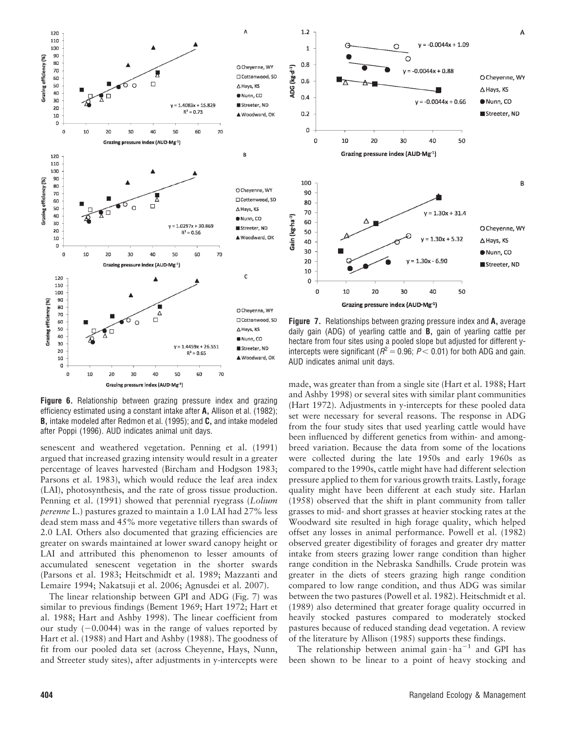**Figure 6.** Relationship between grazing pressure index and grazing efficiency estimated using a constant intake after **A**, Allison et al. (1982); **B**, intake modeled after Redmon et al. (1995); and **C**, and intake modeled after Poppi (1996). AUD indicates animal unit days.

**Figure 7.** Relationships between grazing pressure index and **A**, average daily gain (ADG) of yearling cattle and **B**, gain of yearling cattle per hectare from four sites using a pooled slope but adjusted for different y-intercepts were significant ($R^2 = 0.96$; $P < 0.01$) for both ADG and gain. AUD indicates animal unit days.

senescent and weathered vegetation. Penning et al. (1991) argued that increased grazing intensity would result in a greater percentage of leaves harvested (Bircham and Hodgson 1983; Parsons et al. 1983), which would reduce the leaf area index (LAI), photosynthesis, and the rate of gross tissue production. Penning et al. (1991) showed that perennial ryegrass (*Lolium perenne* L.) pastures grazed to maintain a 1.0 LAI had 27% less dead stem mass and 45% more vegetative tillers than swards of 2.0 LAI. Others also documented that grazing efficiencies are greater on swards maintained at lower sward canopy height or LAI and attributed this phenomenon to lesser amounts of accumulated senescent vegetation in the shorter swards (Parsons et al. 1983; Heitschmidt et al. 1989; Mazzanti and Lemaire 1994; Nakatsuji et al. 2006; Agnusdei et al. 2007).

The linear relationship between GPI and ADG (Fig. 7) was similar to previous findings (Bement 1969; Hart 1972; Hart et al. 1988; Hart and Ashby 1998). The linear coefficient from our study (−0.0044) was in the range of values reported by Hart et al. (1988) and Hart and Ashby (1988). The goodness of fit from our pooled data set (across Cheyenne, Hays, Nunn, and Streeter study sites), after adjustments in y-intercepts were made, was greater than from a single site (Hart et al. 1988; Hart and Ashby 1998) or several sites with similar plant communities (Hart 1972). Adjustments in y-intercepts for these pooled data set were necessary for several reasons. The response in ADG from the four study sites that used yearling cattle would have been influenced by different genetics from within- and among-breed variation. Because the data from some of the locations were collected during the late 1950s and early 1960s as compared to the 1990s, cattle might have had different selection pressure applied to them for various growth traits. Lastly, forage quality might have been different at each study site. Harlan (1958) observed that the shift in plant community from taller grasses to mid- and short grasses at heavier stocking rates at the Woodward site resulted in high forage quality, which helped offset any losses in animal performance. Powell et al. (1982) observed greater digestibility of forages and greater dry matter intake from steers grazing lower range condition than higher range condition in the Nebraska Sandhills. Crude protein was greater in the diets of steers grazing high range condition compared to low range condition, and thus ADG was similar between the two pastures (Powell et al. 1982). Heitschmidt et al. (1989) also determined that greater forage quality occurred in heavily stocked pastures compared to moderately stocked pastures because of reduced standing dead vegetation. A review of the literature by Allison (1985) supports these findings.

The relationship between animal gain $\cdot$ ha$^{-1}$ and GPI has been shown to be linear to a point of heavy stocking and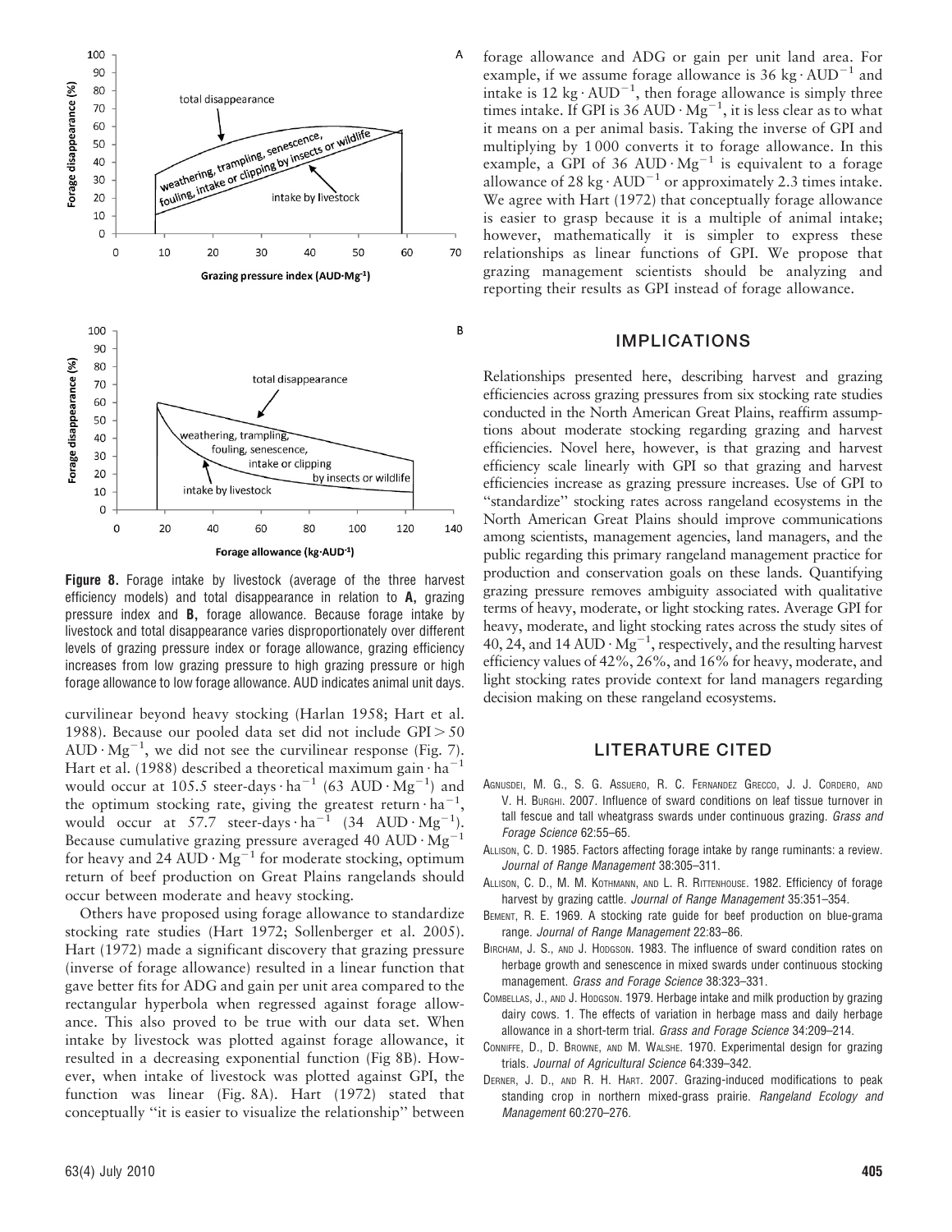**Figure 8.** Forage intake by livestock (average of the three harvest efficiency models) and total disappearance in relation to **A,** grazing pressure index and **B,** forage allowance. Because forage intake by livestock and total disappearance varies disproportionately over different levels of grazing pressure index or forage allowance, grazing efficiency increases from low grazing pressure to high grazing pressure or high forage allowance to low forage allowance. AUD indicates animal unit days.

curvilinear beyond heavy stocking (Harlan 1958; Hart et al. 1988). Because our pooled data set did not include GPI > 50 $AUD \cdot Mg^{-1}$, we did not see the curvilinear response (Fig. 7). Hart et al. (1988) described a theoretical maximum $gain \cdot ha^{-1}$ would occur at 105.5 $steer\text{-}days \cdot ha^{-1}$ (63 $AUD \cdot Mg^{-1}$) and the optimum stocking rate, giving the greatest $return \cdot ha^{-1}$, would occur at 57.7 $steer\text{-}days \cdot ha^{-1}$ (34 $AUD \cdot Mg^{-1}$). Because cumulative grazing pressure averaged 40 $AUD \cdot Mg^{-1}$ for heavy and 24 $AUD \cdot Mg^{-1}$ for moderate stocking, optimum return of beef production on Great Plains rangelands should occur between moderate and heavy stocking.

Others have proposed using forage allowance to standardize stocking rate studies (Hart 1972; Sollenberger et al. 2005). Hart (1972) made a significant discovery that grazing pressure (inverse of forage allowance) resulted in a linear function that gave better fits for ADG and gain per unit area compared to the rectangular hyperbola when regressed against forage allowance. This also proved to be true with our data set. When intake by livestock was plotted against forage allowance, it resulted in a decreasing exponential function (Fig 8B). However, when intake of livestock was plotted against GPI, the function was linear (Fig. 8A). Hart (1972) stated that conceptually "it is easier to visualize the relationship" between forage allowance and ADG or gain per unit land area. For example, if we assume forage allowance is 36 $kg \cdot AUD^{-1}$ and intake is 12 $kg \cdot AUD^{-1}$, then forage allowance is simply three times intake. If GPI is 36 $AUD \cdot Mg^{-1}$, it is less clear as to what it means on a per animal basis. Taking the inverse of GPI and multiplying by 1 000 converts it to forage allowance. In this example, a GPI of 36 $AUD \cdot Mg^{-1}$ is equivalent to a forage allowance of 28 $kg \cdot AUD^{-1}$ or approximately 2.3 times intake. We agree with Hart (1972) that conceptually forage allowance is easier to grasp because it is a multiple of animal intake; however, mathematically it is simpler to express these relationships as linear functions of GPI. We propose that grazing management scientists should be analyzing and reporting their results as GPI instead of forage allowance.

## IMPLICATIONS

Relationships presented here, describing harvest and grazing efficiencies across grazing pressures from six stocking rate studies conducted in the North American Great Plains, reaffirm assumptions about moderate stocking regarding grazing and harvest efficiencies. Novel here, however, is that grazing and harvest efficiency scale linearly with GPI so that grazing and harvest efficiencies increase as grazing pressure increases. Use of GPI to "standardize" stocking rates across rangeland ecosystems in the North American Great Plains should improve communications among scientists, management agencies, land managers, and the public regarding this primary rangeland management practice for production and conservation goals on these lands. Quantifying grazing pressure removes ambiguity associated with qualitative terms of heavy, moderate, or light stocking rates. Average GPI for heavy, moderate, and light stocking rates across the study sites of 40, 24, and 14 $AUD \cdot Mg^{-1}$, respectively, and the resulting harvest efficiency values of 42%, 26%, and 16% for heavy, moderate, and light stocking rates provide context for land managers regarding decision making on these rangeland ecosystems.

## LITERATURE CITED

Agnusdei, M. G., S. G. Assuero, R. C. Fernandez Grecco, J. J. Cordero, and V. H. Burghi. 2007. Influence of sward conditions on leaf tissue turnover in tall fescue and tall wheatgrass swards under continuous grazing. *Grass and Forage Science* 62:55–65.

Allison, C. D. 1985. Factors affecting forage intake by range ruminants: a review. *Journal of Range Management* 38:305–311.

Allison, C. D., M. M. Kothmann, and L. R. Rittenhouse. 1982. Efficiency of forage harvest by grazing cattle. *Journal of Range Management* 35:351–354.

Bement, R. E. 1969. A stocking rate guide for beef production on blue-grama range. *Journal of Range Management* 22:83–86.

Bircham, J. S., and J. Hodgson. 1983. The influence of sward condition rates on herbage growth and senescence in mixed swards under continuous stocking management. *Grass and Forage Science* 38:323–331.

Combellas, J., and J. Hodgson. 1979. Herbage intake and milk production by grazing dairy cows. 1. The effects of variation in herbage mass and daily herbage allowance in a short-term trial. *Grass and Forage Science* 34:209–214.

Conniffe, D., D. Browne, and M. Walshe. 1970. Experimental design for grazing trials. *Journal of Agricultural Science* 64:339–342.

Derner, J. D., and R. H. Hart. 2007. Grazing-induced modifications to peak standing crop in northern mixed-grass prairie. *Rangeland Ecology and Management* 60:270–276.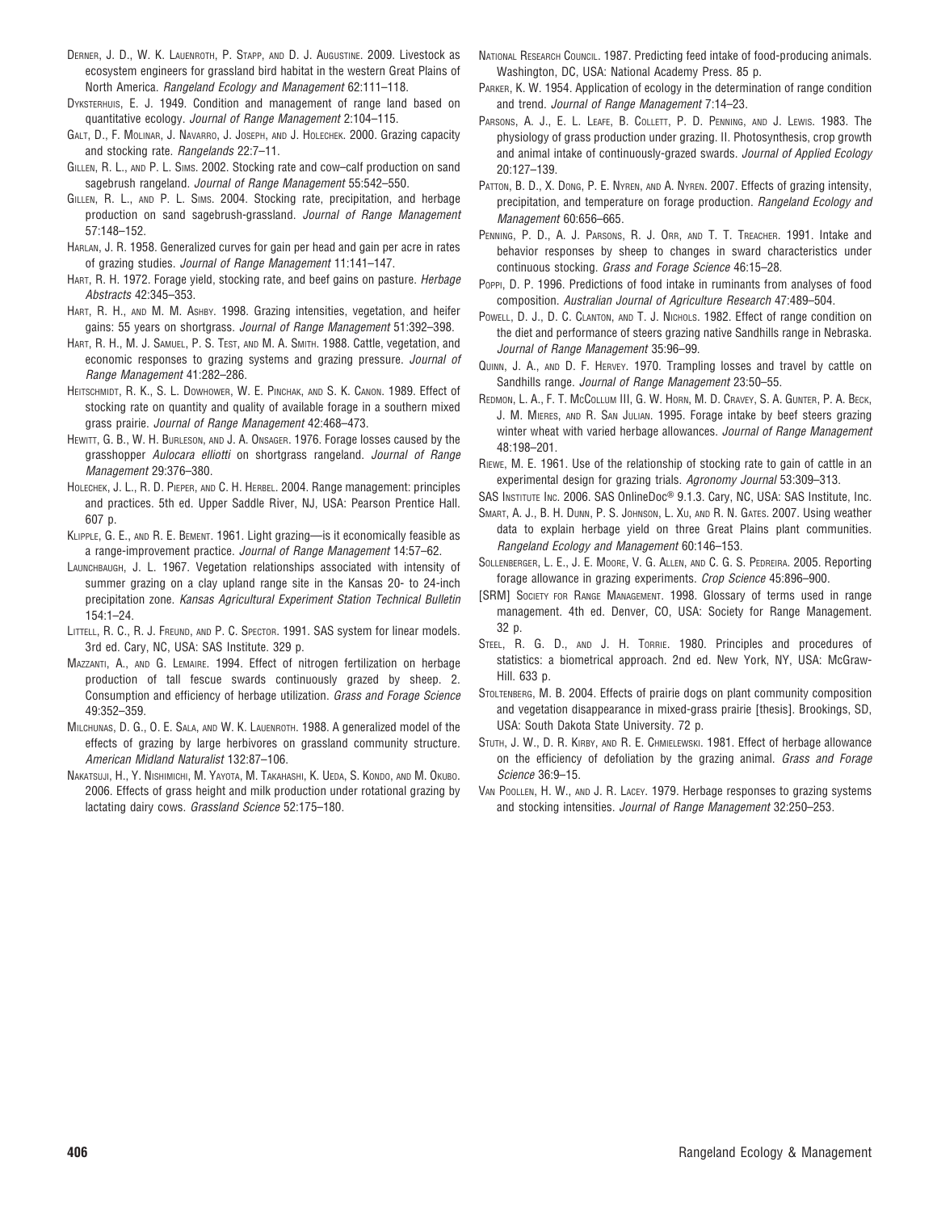DERNER, J. D., W. K. LAUENROTH, P. STAPP, AND D. J. AUGUSTINE. 2009. Livestock as ecosystem engineers for grassland bird habitat in the western Great Plains of North America. *Rangeland Ecology and Management* 62:111–118.

DYKSTERHUIS, E. J. 1949. Condition and management of range land based on quantitative ecology. *Journal of Range Management* 2:104–115.

GALT, D., F. MOLINAR, J. NAVARRO, J. JOSEPH, AND J. HOLECHEK. 2000. Grazing capacity and stocking rate. *Rangelands* 22:7–11.

GILLEN, R. L., AND P. L. SIMS. 2002. Stocking rate and cow–calf production on sand sagebrush rangeland. *Journal of Range Management* 55:542–550.

GILLEN, R. L., AND P. L. SIMS. 2004. Stocking rate, precipitation, and herbage production on sand sagebrush-grassland. *Journal of Range Management* 57:148–152.

HARLAN, J. R. 1958. Generalized curves for gain per head and gain per acre in rates of grazing studies. *Journal of Range Management* 11:141–147.

HART, R. H. 1972. Forage yield, stocking rate, and beef gains on pasture. *Herbage Abstracts* 42:345–353.

HART, R. H., AND M. M. ASHBY. 1998. Grazing intensities, vegetation, and heifer gains: 55 years on shortgrass. *Journal of Range Management* 51:392–398.

HART, R. H., M. J. SAMUEL, P. S. TEST, AND M. A. SMITH. 1988. Cattle, vegetation, and economic responses to grazing systems and grazing pressure. *Journal of Range Management* 41:282–286.

HEITSCHMIDT, R. K., S. L. DOWHOWER, W. E. PINCHAK, AND S. K. CANON. 1989. Effect of stocking rate on quantity and quality of available forage in a southern mixed grass prairie. *Journal of Range Management* 42:468–473.

HEWITT, G. B., W. H. BURLESON, AND J. A. ONSAGER. 1976. Forage losses caused by the grasshopper *Aulocara elliotti* on shortgrass rangeland. *Journal of Range Management* 29:376–380.

HOLECHEK, J. L., R. D. PIEPER, AND C. H. HERBEL. 2004. Range management: principles and practices. 5th ed. Upper Saddle River, NJ, USA: Pearson Prentice Hall. 607 p.

KLIPPLE, G. E., AND R. E. BEMENT. 1961. Light grazing—is it economically feasible as a range-improvement practice. *Journal of Range Management* 14:57–62.

LAUNCHBAUGH, J. L. 1967. Vegetation relationships associated with intensity of summer grazing on a clay upland range site in the Kansas 20- to 24-inch precipitation zone. *Kansas Agricultural Experiment Station Technical Bulletin* 154:1–24.

LITTELL, R. C., R. J. FREUND, AND P. C. SPECTOR. 1991. SAS system for linear models. 3rd ed. Cary, NC, USA: SAS Institute. 329 p.

MAZZANTI, A., AND G. LEMAIRE. 1994. Effect of nitrogen fertilization on herbage production of tall fescue swards continuously grazed by sheep. 2. Consumption and efficiency of herbage utilization. *Grass and Forage Science* 49:352–359.

MILCHUNAS, D. G., O. E. SALA, AND W. K. LAUENROTH. 1988. A generalized model of the effects of grazing by large herbivores on grassland community structure. *American Midland Naturalist* 132:87–106.

NAKATSUJI, H., Y. NISHIMICHI, M. YAYOTA, M. TAKAHASHI, K. UEDA, S. KONDO, AND M. OKUBO. 2006. Effects of grass height and milk production under rotational grazing by lactating dairy cows. *Grassland Science* 52:175–180.

NATIONAL RESEARCH COUNCIL. 1987. Predicting feed intake of food-producing animals. Washington, DC, USA: National Academy Press. 85 p.

PARKER, K. W. 1954. Application of ecology in the determination of range condition and trend. *Journal of Range Management* 7:14–23.

PARSONS, A. J., E. L. LEAFE, B. COLLETT, P. D. PENNING, AND J. LEWIS. 1983. The physiology of grass production under grazing. II. Photosynthesis, crop growth and animal intake of continuously-grazed swards. *Journal of Applied Ecology* 20:127–139.

PATTON, B. D., X. DONG, P. E. NYREN, AND A. NYREN. 2007. Effects of grazing intensity, precipitation, and temperature on forage production. *Rangeland Ecology and Management* 60:656–665.

PENNING, P. D., A. J. PARSONS, R. J. ORR, AND T. T. TREACHER. 1991. Intake and behavior responses by sheep to changes in sward characteristics under continuous stocking. *Grass and Forage Science* 46:15–28.

POPPI, D. P. 1996. Predictions of food intake in ruminants from analyses of food composition. *Australian Journal of Agriculture Research* 47:489–504.

POWELL, D. J., D. C. CLANTON, AND T. J. NICHOLS. 1982. Effect of range condition on the diet and performance of steers grazing native Sandhills range in Nebraska. *Journal of Range Management* 35:96–99.

QUINN, J. A., AND D. F. HERVEY. 1970. Trampling losses and travel by cattle on Sandhills range. *Journal of Range Management* 23:50–55.

REDMON, L. A., F. T. MCCOLLUM III, G. W. HORN, M. D. CRAVEY, S. A. GUNTER, P. A. BECK, J. M. MIERES, AND R. SAN JULIAN. 1995. Forage intake by beef steers grazing winter wheat with varied herbage allowances. *Journal of Range Management* 48:198–201.

RIEWE, M. E. 1961. Use of the relationship of stocking rate to gain of cattle in an experimental design for grazing trials. *Agronomy Journal* 53:309–313.

SAS INSTITUTE INC. 2006. SAS OnlineDoc® 9.1.3. Cary, NC, USA: SAS Institute, Inc.

SMART, A. J., B. H. DUNN, P. S. JOHNSON, L. XU, AND R. N. GATES. 2007. Using weather data to explain herbage yield on three Great Plains plant communities. *Rangeland Ecology and Management* 60:146–153.

SOLLENBERGER, L. E., J. E. MOORE, V. G. ALLEN, AND C. G. S. PEDREIRA. 2005. Reporting forage allowance in grazing experiments. *Crop Science* 45:896–900.

[SRM] SOCIETY FOR RANGE MANAGEMENT. 1998. Glossary of terms used in range management. 4th ed. Denver, CO, USA: Society for Range Management. 32 p.

STEEL, R. G. D., AND J. H. TORRIE. 1980. Principles and procedures of statistics: a biometrical approach. 2nd ed. New York, NY, USA: McGraw-Hill. 633 p.

STOLTENBERG, M. B. 2004. Effects of prairie dogs on plant community composition and vegetation disappearance in mixed-grass prairie [thesis]. Brookings, SD, USA: South Dakota State University. 72 p.

STUTH, J. W., D. R. KIRBY, AND R. E. CHMIELEWSKI. 1981. Effect of herbage allowance on the efficiency of defoliation by the grazing animal. *Grass and Forage Science* 36:9–15.

VAN POOLLEN, H. W., AND J. R. LACEY. 1979. Herbage responses to grazing systems and stocking intensities. *Journal of Range Management* 32:250–253.